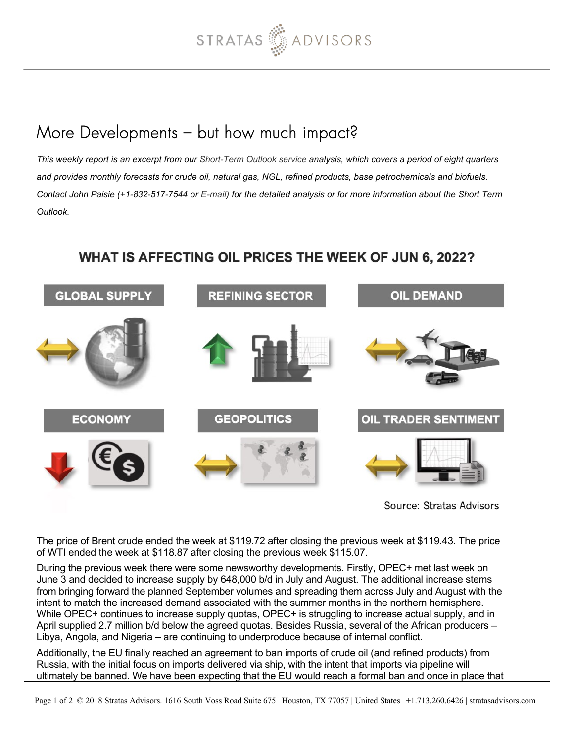# More Developments – but how much impact?

*This weekly report is an excerpt from our Short-Term Outlook service analysis, which covers a period of eight quarters and provides monthly forecasts for crude oil, natural gas, NGL, refined products, base petrochemicals and biofuels. Contact John Paisie (+1-832-517-7544 or E-mail) for the detailed analysis or for more information about the Short Term Outlook.*

## WHAT IS AFFECTING OIL PRICES THE WEEK OF JUN 6, 2022?

| GLOBAL SUPPLY | REFINING SECTOR | OIL DEMAND |
|---|---|---|
| ↔ | ↑ | ↔ |
| **ECONOMY** | **GEOPOLITICS** | **OIL TRADER SENTIMENT** |
| ↓ | ↔ | ↔ |

Source: Stratas Advisors

The price of Brent crude ended the week at $119.72 after closing the previous week at $119.43. The price of WTI ended the week at $118.87 after closing the previous week $115.07.

During the previous week there were some newsworthy developments. Firstly, OPEC+ met last week on June 3 and decided to increase supply by 648,000 b/d in July and August. The additional increase stems from bringing forward the planned September volumes and spreading them across July and August with the intent to match the increased demand associated with the summer months in the northern hemisphere. While OPEC+ continues to increase supply quotas, OPEC+ is struggling to increase actual supply, and in April supplied 2.7 million b/d below the agreed quotas. Besides Russia, several of the African producers – Libya, Angola, and Nigeria – are continuing to underproduce because of internal conflict.

Additionally, the EU finally reached an agreement to ban imports of crude oil (and refined products) from Russia, with the initial focus on imports delivered via ship, with the intent that imports via pipeline will ultimately be banned. We have been expecting that the EU would reach a formal ban and once in place that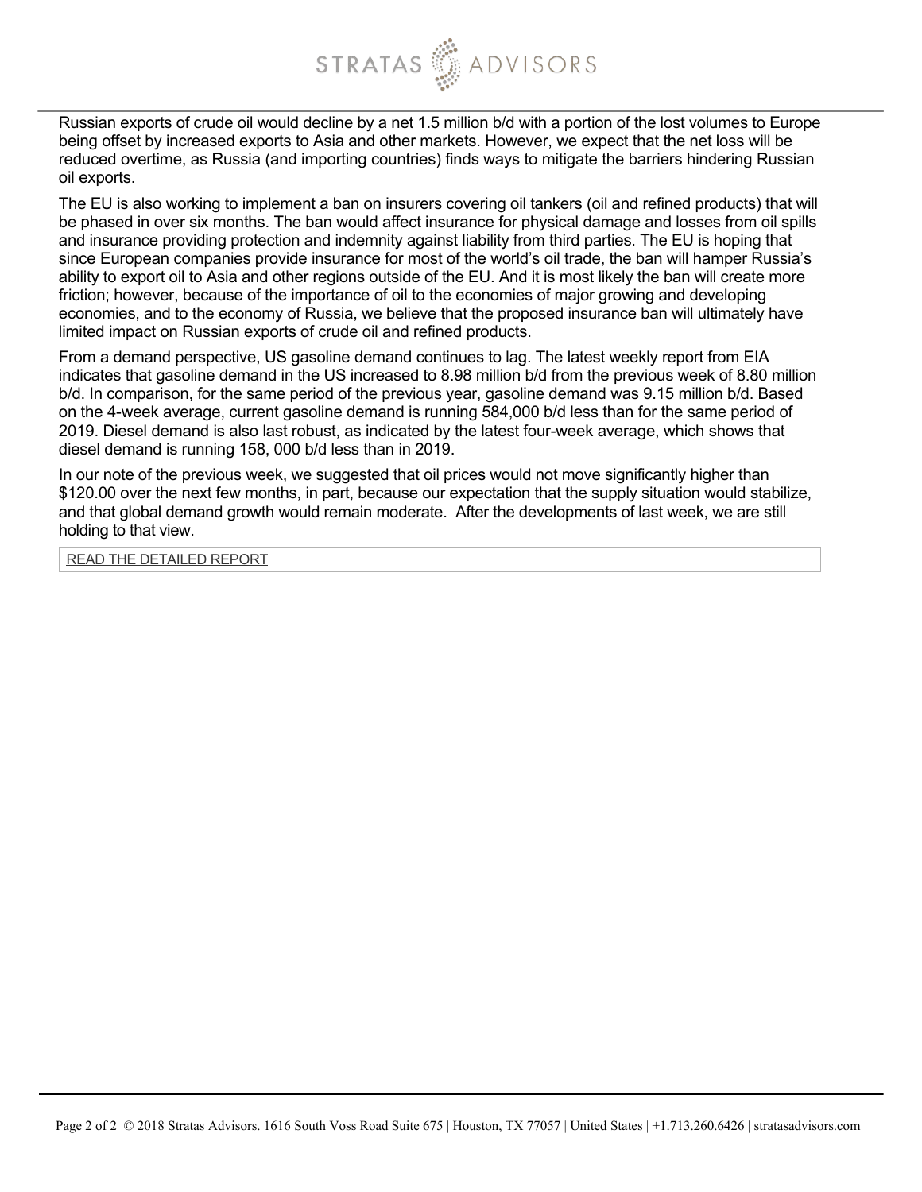Russian exports of crude oil would decline by a net 1.5 million b/d with a portion of the lost volumes to Europe being offset by increased exports to Asia and other markets. However, we expect that the net loss will be reduced overtime, as Russia (and importing countries) finds ways to mitigate the barriers hindering Russian oil exports.

The EU is also working to implement a ban on insurers covering oil tankers (oil and refined products) that will be phased in over six months. The ban would affect insurance for physical damage and losses from oil spills and insurance providing protection and indemnity against liability from third parties. The EU is hoping that since European companies provide insurance for most of the world's oil trade, the ban will hamper Russia's ability to export oil to Asia and other regions outside of the EU. And it is most likely the ban will create more friction; however, because of the importance of oil to the economies of major growing and developing economies, and to the economy of Russia, we believe that the proposed insurance ban will ultimately have limited impact on Russian exports of crude oil and refined products.

From a demand perspective, US gasoline demand continues to lag. The latest weekly report from EIA indicates that gasoline demand in the US increased to 8.98 million b/d from the previous week of 8.80 million b/d. In comparison, for the same period of the previous year, gasoline demand was 9.15 million b/d. Based on the 4-week average, current gasoline demand is running 584,000 b/d less than for the same period of 2019. Diesel demand is also last robust, as indicated by the latest four-week average, which shows that diesel demand is running 158, 000 b/d less than in 2019.

In our note of the previous week, we suggested that oil prices would not move significantly higher than $120.00 over the next few months, in part, because our expectation that the supply situation would stabilize, and that global demand growth would remain moderate. After the developments of last week, we are still holding to that view.

READ THE DETAILED REPORT